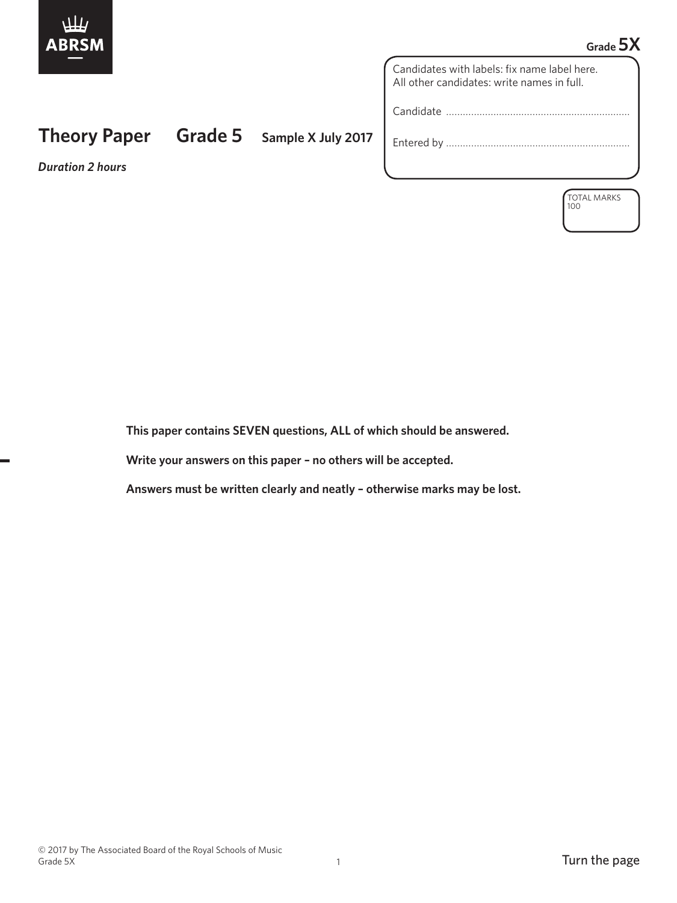ABRSM

Grade 5X

# Theory Paper Grade 5 Sample X July 2017

*Duration 2 hours*

Candidates with labels: fix name label here.
All other candidates: write names in full.

Candidate ..................................................................

Entered by ..................................................................

TOTAL MARKS
100

**This paper contains SEVEN questions, ALL of which should be answered.**

**Write your answers on this paper – no others will be accepted.**

**Answers must be written clearly and neatly – otherwise marks may be lost.**

© 2017 by The Associated Board of the Royal Schools of Music
Grade 5X

Turn the page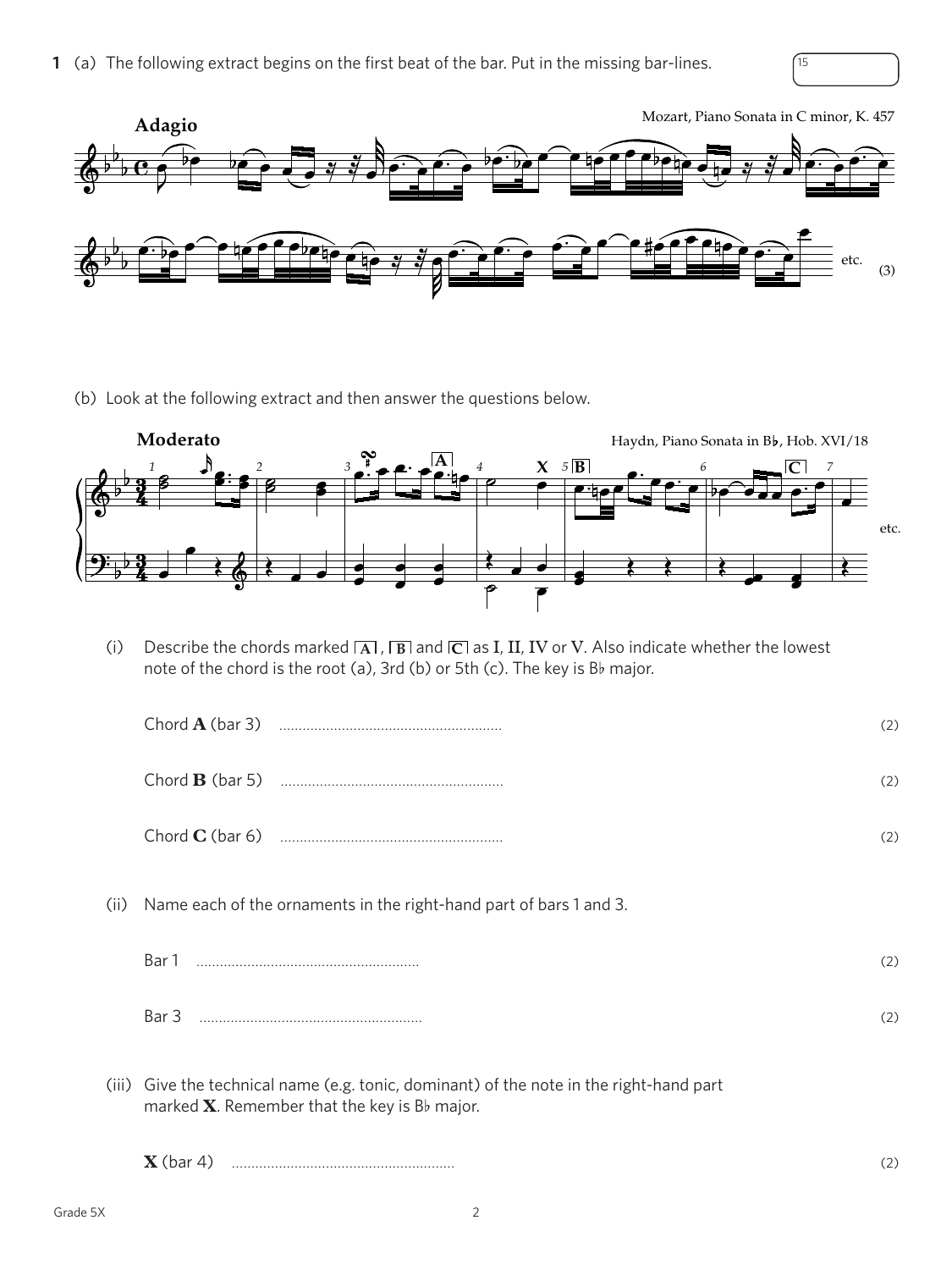**1** (a) The following extract begins on the first beat of the bar. Put in the missing bar-lines.

15

**Adagio**

Mozart, Piano Sonata in C minor, K. 457

etc. (3)

(b) Look at the following extract and then answer the questions below.

**Moderato**

Haydn, Piano Sonata in B♭, Hob. XVI/18

(i) Describe the chords marked **A**, **B** and **C** as **I**, **II**, **IV** or **V**. Also indicate whether the lowest note of the chord is the root (a), 3rd (b) or 5th (c). The key is B♭ major.

Chord **A** (bar 3) ......................................................... (2)

Chord **B** (bar 5) ......................................................... (2)

Chord **C** (bar 6) ......................................................... (2)

(ii) Name each of the ornaments in the right-hand part of bars 1 and 3.

Bar 1 ......................................................... (2)

Bar 3 ......................................................... (2)

(iii) Give the technical name (e.g. tonic, dominant) of the note in the right-hand part marked **X**. Remember that the key is B♭ major.

**X** (bar 4) ......................................................... (2)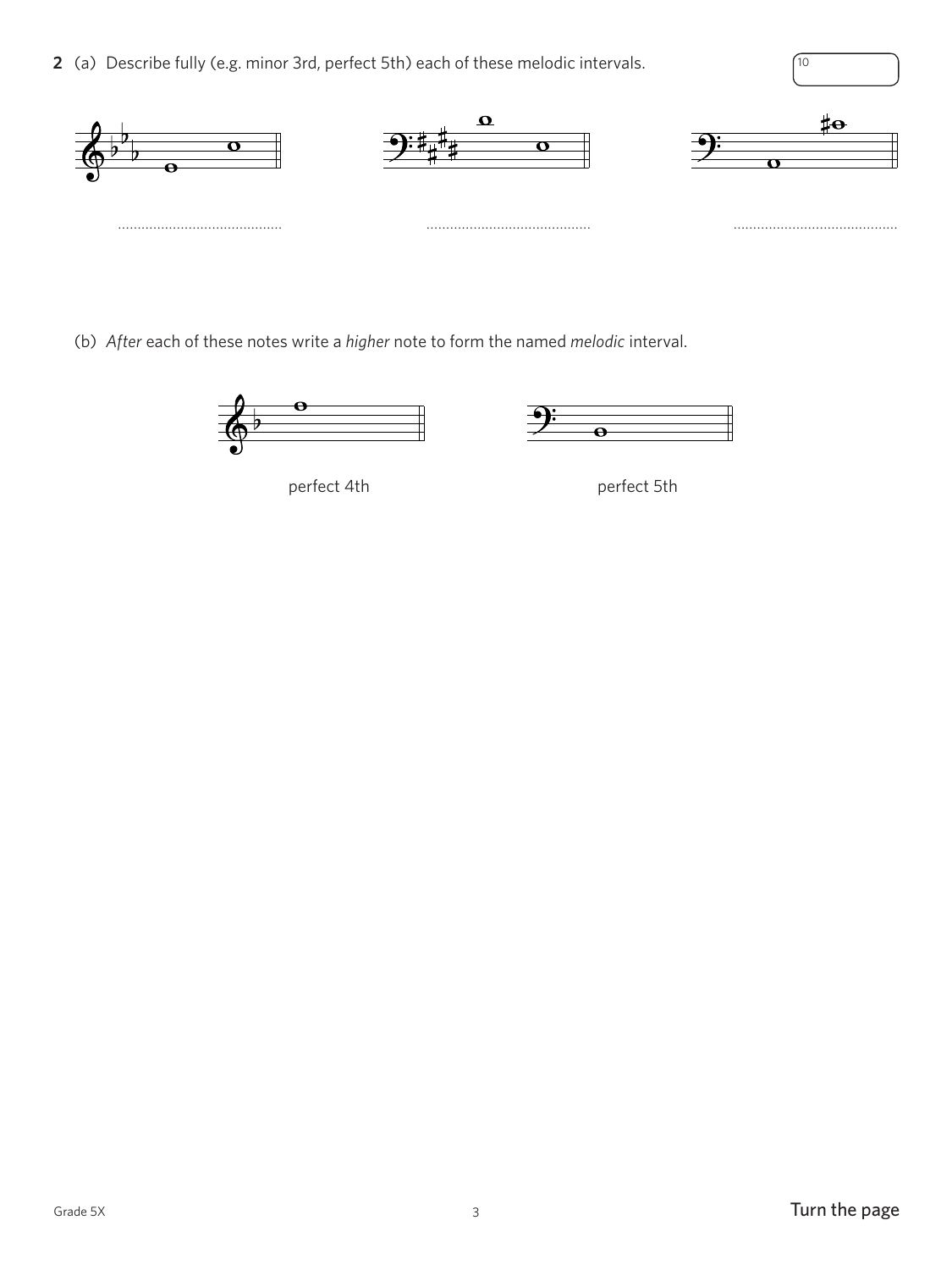**2** (a) Describe fully (e.g. minor 3rd, perfect 5th) each of these melodic intervals.

10

.......................................... .......................................... ..........................................

(b) *After* each of these notes write a *higher* note to form the named *melodic* interval.

perfect 4th

perfect 5th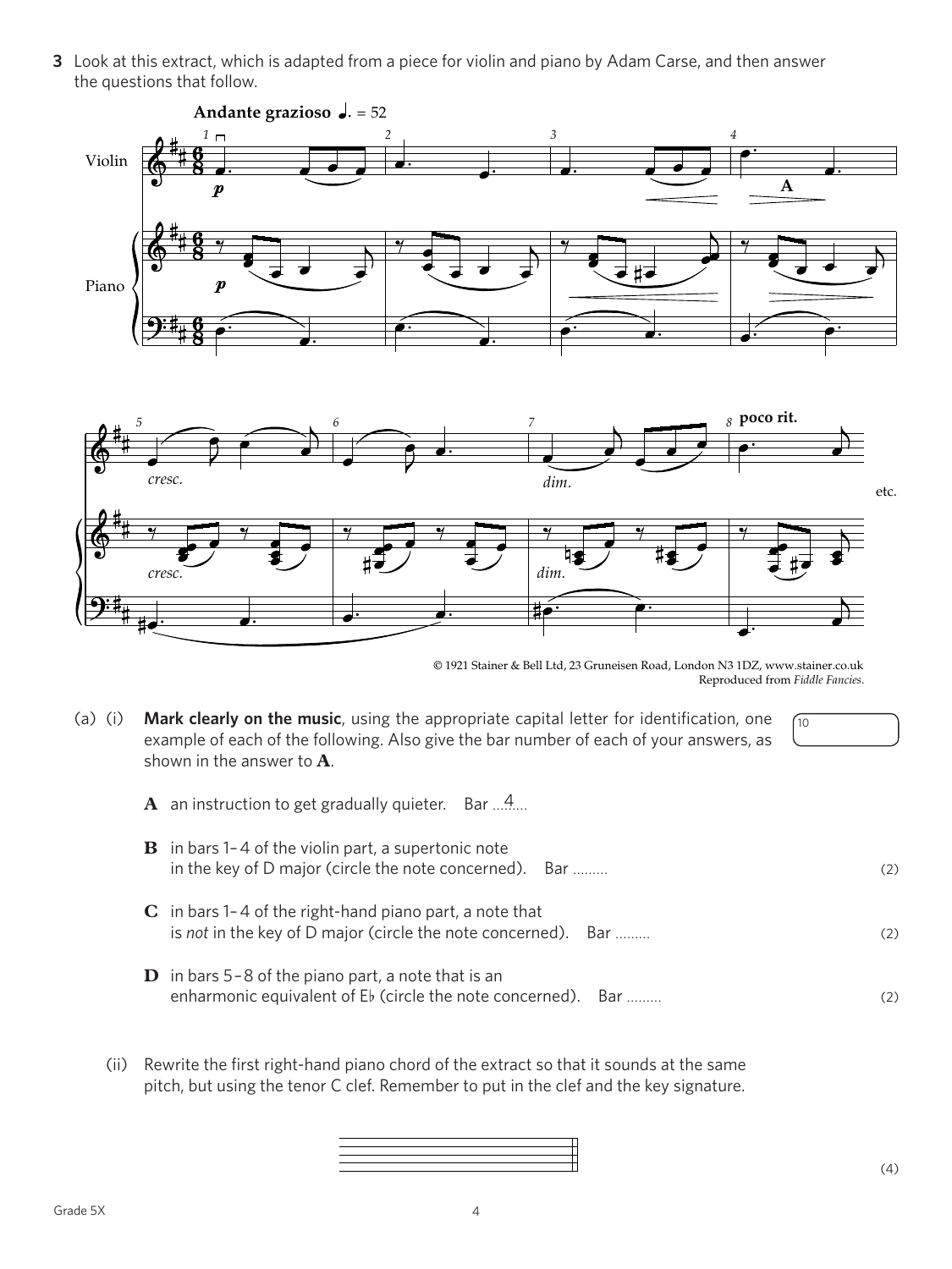**3** Look at this extract, which is adapted from a piece for violin and piano by Adam Carse, and then answer the questions that follow.

© 1921 Stainer & Bell Ltd, 23 Gruneisen Road, London N3 1DZ, www.stainer.co.uk
Reproduced from *Fiddle Fancies*.

(a) (i) **Mark clearly on the music**, using the appropriate capital letter for identification, one example of each of the following. Also give the bar number of each of your answers, as shown in the answer to **A**.

**A** an instruction to get gradually quieter. Bar ...4...

**B** in bars 1–4 of the violin part, a supertonic note in the key of D major (circle the note concerned). Bar ......... (2)

**C** in bars 1–4 of the right-hand piano part, a note that is *not* in the key of D major (circle the note concerned). Bar ......... (2)

**D** in bars 5–8 of the piano part, a note that is an enharmonic equivalent of E♭ (circle the note concerned). Bar ......... (2)

(ii) Rewrite the first right-hand piano chord of the extract so that it sounds at the same pitch, but using the tenor C clef. Remember to put in the clef and the key signature. (4)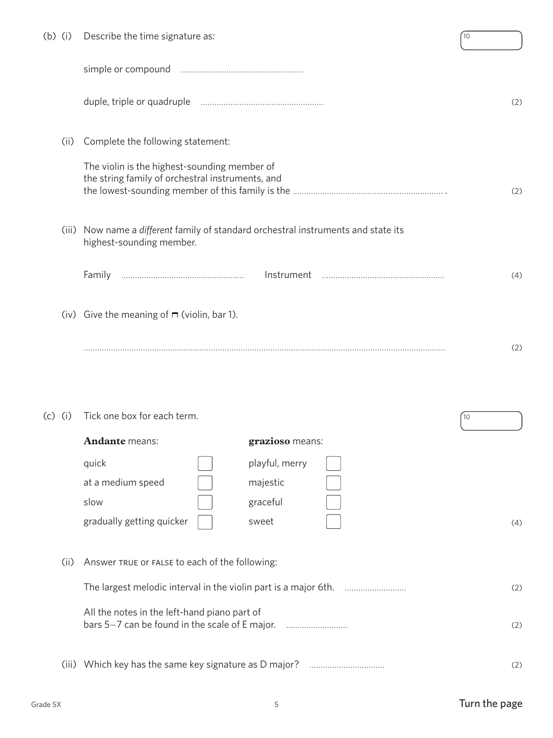(b) (i) Describe the time signature as:

simple or compound ......................................................

duplex, triple or quadruple ...................................................... (2)

(ii) Complete the following statement:

The violin is the highest-sounding member of the string family of orchestral instruments, and the lowest-sounding member of this family is the ................................................................... . (2)

(iii) Now name a *different* family of standard orchestral instruments and state its highest-sounding member.

Family ...................................................... Instrument ...................................................... (4)

(iv) Give the meaning of ⊓ (violin, bar 1).

................................................................................................................................................ (2)

(c) (i) Tick one box for each term.

| **Andante** means: | | **grazioso** means: | |
|---|---|---|---|
| quick | ☐ | playful, merry | ☐ |
| at a medium speed | ☐ | majestic | ☐ |
| slow | ☐ | graceful | ☐ |
| gradually getting quicker | ☐ | sweet | ☐ |

(4)

(ii) Answer TRUE or FALSE to each of the following:

The largest melodic interval in the violin part is a major 6th. ........................... (2)

All the notes in the left-hand piano part of bars 5–7 can be found in the scale of E major. ........................... (2)

(iii) Which key has the same key signature as D major? ................................ (2)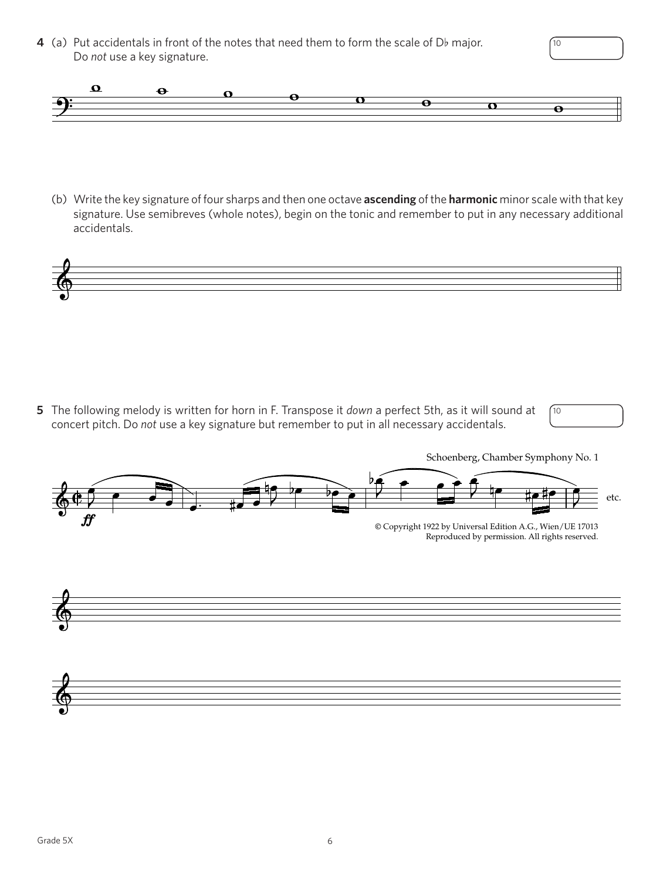**4** (a) Put accidentals in front of the notes that need them to form the scale of D♭ major. Do *not* use a key signature.

10

(b) Write the key signature of four sharps and then one octave **ascending** of the **harmonic** minor scale with that key signature. Use semibreves (whole notes), begin on the tonic and remember to put in any necessary additional accidentals.

**5** The following melody is written for horn in F. Transpose it *down* a perfect 5th, as it will sound at concert pitch. Do *not* use a key signature but remember to put in all necessary accidentals.

10

Schoenberg, Chamber Symphony No. 1

etc.

© Copyright 1922 by Universal Edition A.G., Wien/UE 17013
Reproduced by permission. All rights reserved.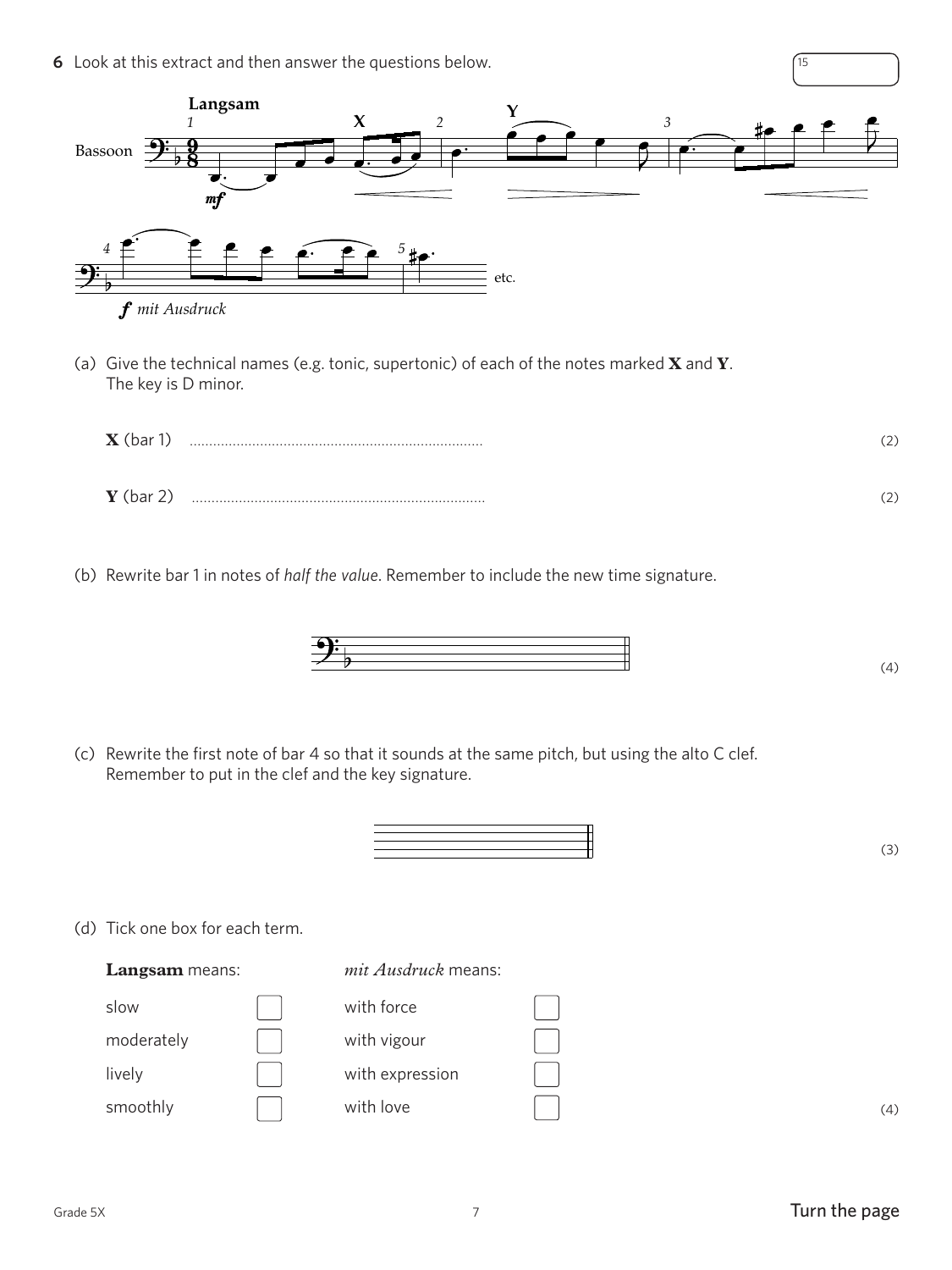**6** Look at this extract and then answer the questions below.

15

(a) Give the technical names (e.g. tonic, supertonic) of each of the notes marked **X** and **Y**. The key is D minor.

**X** (bar 1) .......................................................................... (2)

**Y** (bar 2) .......................................................................... (2)

(b) Rewrite bar 1 in notes of *half the value*. Remember to include the new time signature. (4)

(c) Rewrite the first note of bar 4 so that it sounds at the same pitch, but using the alto C clef. Remember to put in the clef and the key signature. (3)

(d) Tick one box for each term.

| **Langsam** means: | | *mit Ausdruck* means: | |
|---|---|---|---|
| slow | ☐ | with force | ☐ |
| moderately | ☐ | with vigour | ☐ |
| lively | ☐ | with expression | ☐ |
| smoothly | ☐ | with love | ☐ |

(4)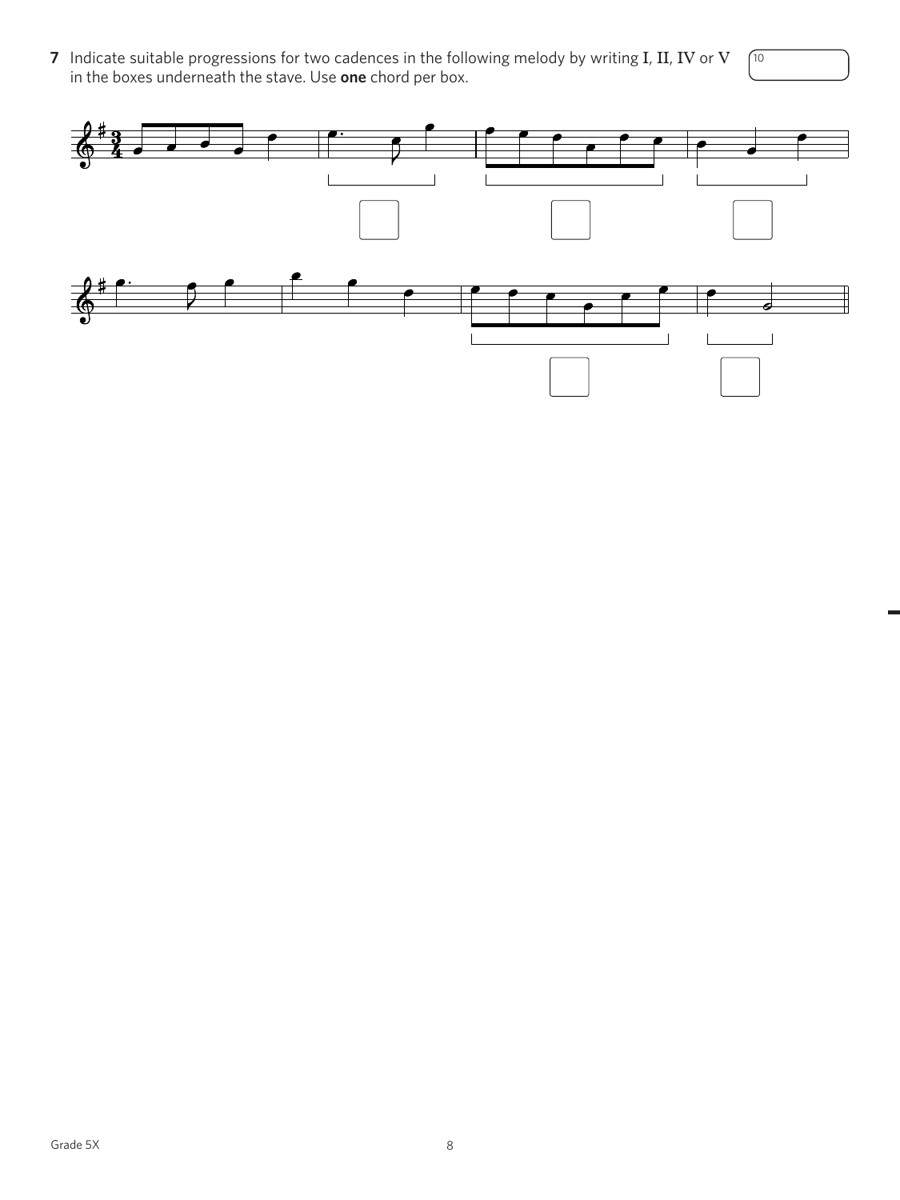**7** Indicate suitable progressions for two cadences in the following melody by writing I, II, IV or V in the boxes underneath the stave. Use **one** chord per box.

10